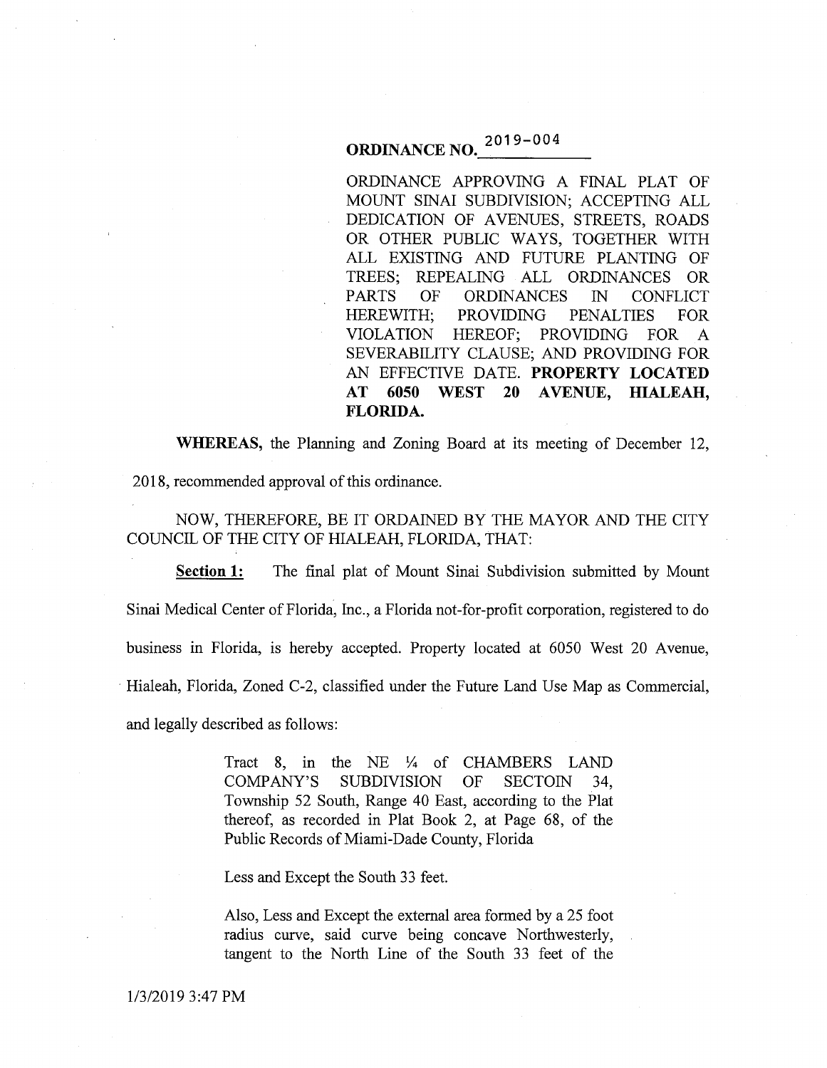**ORDINANCE NO.** 2019-004

ORDINANCE APPROVING A FINAL PLAT OF MOUNT SINAI SUBDIVISION; ACCEPTING ALL DEDICATION OF AVENUES, STREETS, ROADS OR OTHER PUBLIC WAYS, TOGETHER WITH ALL EXISTING AND FUTURE PLANTING OF TREES; REPEALING ALL ORDINANCES OR PARTS OF ORDINANCES IN CONFLICT HEREWITH; PROVIDING PENALTIES FOR VIOLATION HEREOF; PROVIDING FOR A SEVERABILITY CLAUSE; AND PROVIDING FOR AN EFFECTIVE DATE. **PROPERTY LOCATED AT 6050 WEST 20 AVENUE, HIALEAH, FLORIDA.**

**WHEREAS,** the Planning and Zoning Board at its meeting of December 12, 2018, recommended approval of this ordinance.

NOW, THEREFORE, BE IT ORDAINED BY THE MAYOR AND THE CITY COUNCIL OF THE CITY OF HIALEAH, FLORIDA, THAT:

**Section 1:** The final plat of Mount Sinai Subdivision submitted by Mount Sinai Medical Center of Florida, Inc., a Florida not-for-profit corporation, registered to do business in Florida, is hereby accepted. Property located at 6050 West 20 Avenue, Hialeah, Florida, Zoned C-2, classified under the Future Land Use Map as Commercial, and legally described as follows:

> Tract 8, in the NE ¼ of CHAMBERS LAND COMPANY'S SUBDIVISION OF SECTOIN 34, Township 52 South, Range 40 East, according to the Plat thereof, as recorded in Plat Book 2, at Page 68, of the Public Records of Miami-Dade County, Florida
>
> Less and Except the South 33 feet.
>
> Also, Less and Except the external area formed by a 25 foot radius curve, said curve being concave Northwesterly, tangent to the North Line of the South 33 feet of the

1/3/2019 3:47 PM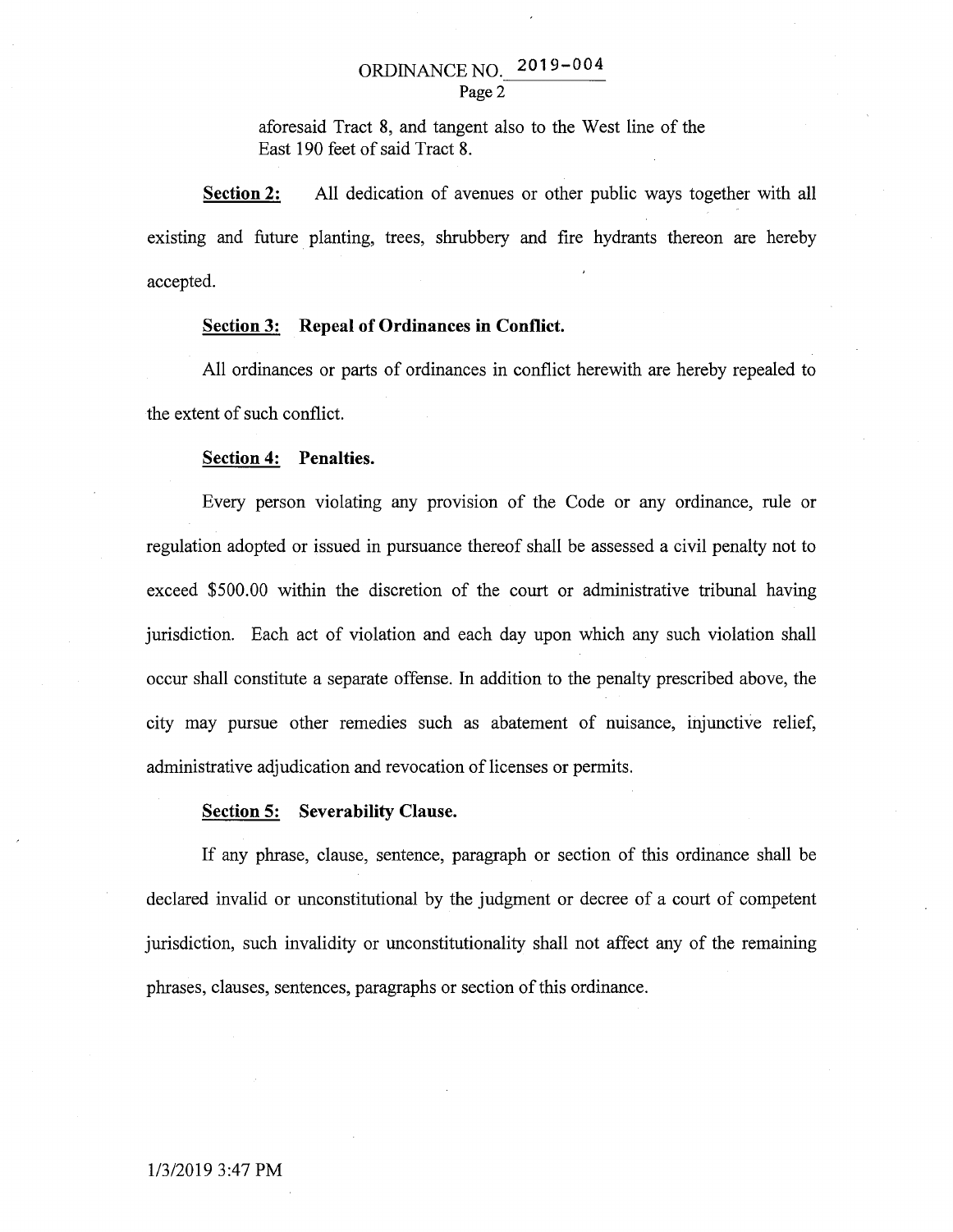aforesaid Tract 8, and tangent also to the West line of the East 190 feet of said Tract 8.

**Section 2:** All dedication of avenues or other public ways together with all existing and future planting, trees, shrubbery and fire hydrants thereon are hereby accepted.

**Section 3: Repeal of Ordinances in Conflict.**

All ordinances or parts of ordinances in conflict herewith are hereby repealed to the extent of such conflict.

**Section 4: Penalties.**

Every person violating any provision of the Code or any ordinance, rule or regulation adopted or issued in pursuance thereof shall be assessed a civil penalty not to exceed $500.00 within the discretion of the court or administrative tribunal having jurisdiction. Each act of violation and each day upon which any such violation shall occur shall constitute a separate offense. In addition to the penalty prescribed above, the city may pursue other remedies such as abatement of nuisance, injunctive relief, administrative adjudication and revocation of licenses or permits.

**Section 5: Severability Clause.**

If any phrase, clause, sentence, paragraph or section of this ordinance shall be declared invalid or unconstitutional by the judgment or decree of a court of competent jurisdiction, such invalidity or unconstitutionality shall not affect any of the remaining phrases, clauses, sentences, paragraphs or section of this ordinance.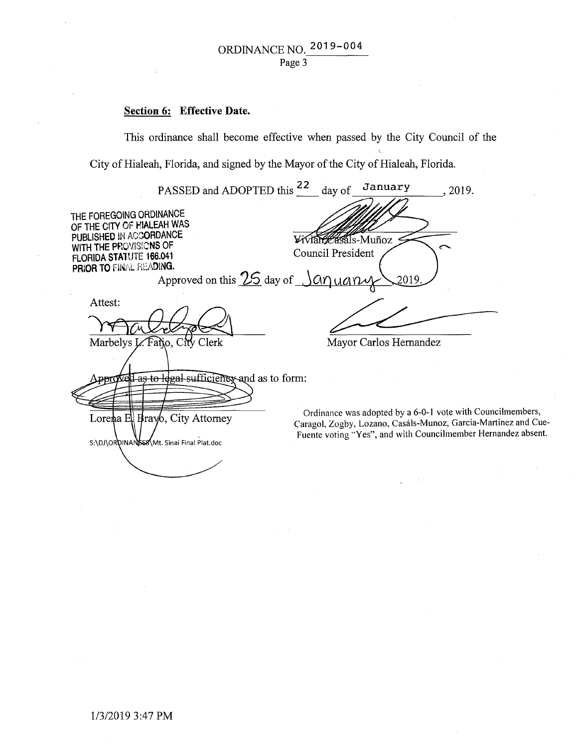ORDINANCE NO. 2019-004

**Section 6: Effective Date.**

This ordinance shall become effective when passed by the City Council of the City of Hialeah, Florida, and signed by the Mayor of the City of Hialeah, Florida.

PASSED and ADOPTED this 22 day of January, 2019.

THE FOREGOING ORDINANCE OF THE CITY OF HIALEAH WAS PUBLISHED IN ACCORDANCE WITH THE PROVISIONS OF FLORIDA STATUTE 166.041 PRIOR TO FINAL READING.

Vivian Casáls-Muñoz
Council President

Approved on this 25 day of January, 2019.

Attest:

Marbelys L. Fatjo, City Clerk

Mayor Carlos Hernandez

Approved as to legal sufficiency and as to form:

Lorena E. Bravo, City Attorney

S:\DJ\ORDINANCES\Mt. Sinai Final Plat.doc

Ordinance was adopted by a 6-0-1 vote with Councilmembers, Caragol, Zogby, Lozano, Casáls-Munoz, Garcia-Martinez and Cue-Fuente voting "Yes", and with Councilmember Hernandez absent.

1/3/2019 3:47 PM